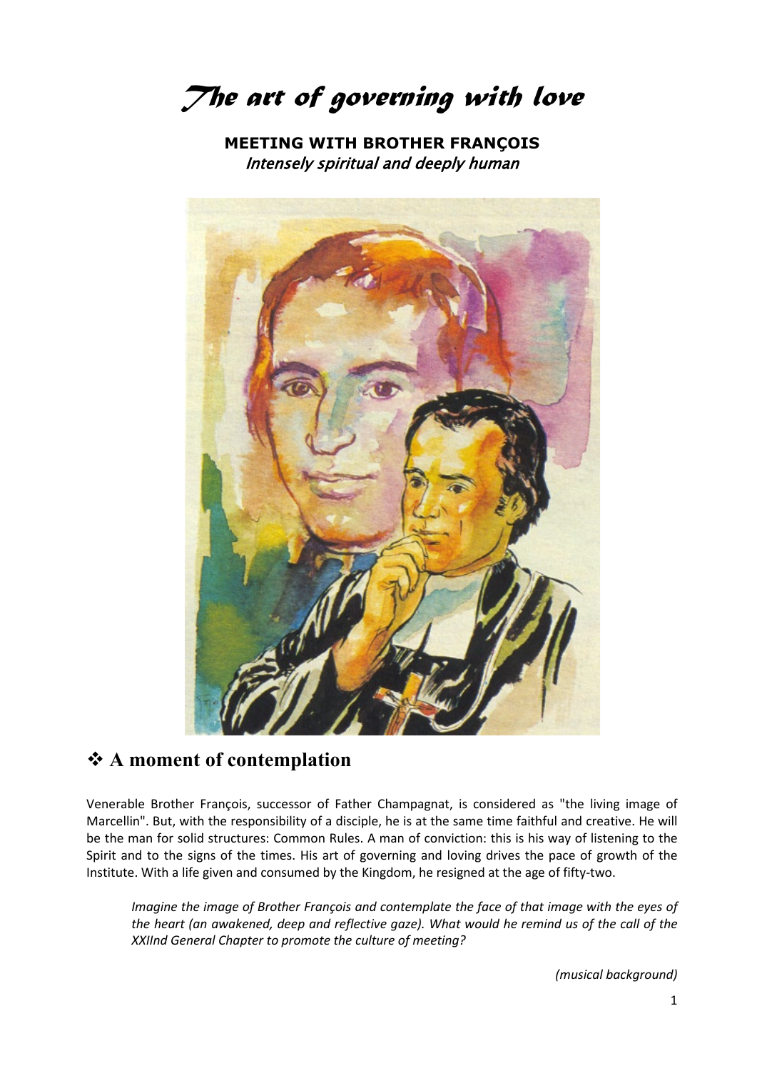# *The art of governing with love*

**MEETING WITH BROTHER FRANÇOIS**
*Intensely spiritual and deeply human*

## ❖ A moment of contemplation

Venerable Brother François, successor of Father Champagnat, is considered as "the living image of Marcellin". But, with the responsibility of a disciple, he is at the same time faithful and creative. He will be the man for solid structures: Common Rules. A man of conviction: this is his way of listening to the Spirit and to the signs of the times. His art of governing and loving drives the pace of growth of the Institute. With a life given and consumed by the Kingdom, he resigned at the age of fifty-two.

> *Imagine the image of Brother François and contemplate the face of that image with the eyes of the heart (an awakened, deep and reflective gaze). What would he remind us of the call of the XXIInd General Chapter to promote the culture of meeting?*

*(musical background)*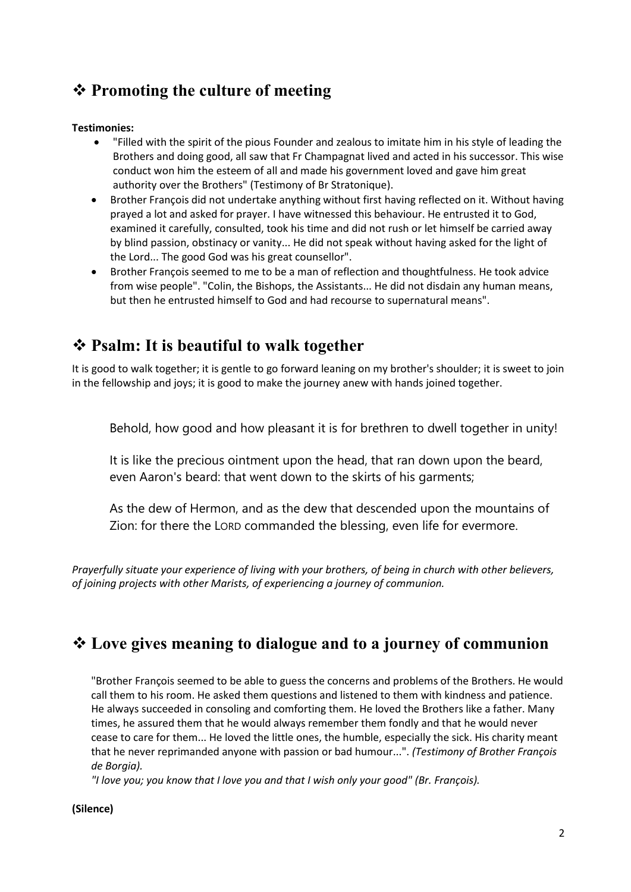## ❖ Promoting the culture of meeting

**Testimonies:**

- "Filled with the spirit of the pious Founder and zealous to imitate him in his style of leading the Brothers and doing good, all saw that Fr Champagnat lived and acted in his successor. This wise conduct won him the esteem of all and made his government loved and gave him great authority over the Brothers" (Testimony of Br Stratonique).
- Brother François did not undertake anything without first having reflected on it. Without having prayed a lot and asked for prayer. I have witnessed this behaviour. He entrusted it to God, examined it carefully, consulted, took his time and did not rush or let himself be carried away by blind passion, obstinacy or vanity... He did not speak without having asked for the light of the Lord... The good God was his great counsellor".
- Brother François seemed to me to be a man of reflection and thoughtfulness. He took advice from wise people". "Colin, the Bishops, the Assistants... He did not disdain any human means, but then he entrusted himself to God and had recourse to supernatural means".

## ❖ Psalm: It is beautiful to walk together

It is good to walk together; it is gentle to go forward leaning on my brother's shoulder; it is sweet to join in the fellowship and joys; it is good to make the journey anew with hands joined together.

> Behold, how good and how pleasant it is for brethren to dwell together in unity!
>
> It is like the precious ointment upon the head, that ran down upon the beard, even Aaron's beard: that went down to the skirts of his garments;
>
> As the dew of Hermon, and as the dew that descended upon the mountains of Zion: for there the LORD commanded the blessing, even life for evermore.

*Prayerfully situate your experience of living with your brothers, of being in church with other believers, of joining projects with other Marists, of experiencing a journey of communion.*

## ❖ Love gives meaning to dialogue and to a journey of communion

"Brother François seemed to be able to guess the concerns and problems of the Brothers. He would call them to his room. He asked them questions and listened to them with kindness and patience. He always succeeded in consoling and comforting them. He loved the Brothers like a father. Many times, he assured them that he would always remember them fondly and that he would never cease to care for them... He loved the little ones, the humble, especially the sick. His charity meant that he never reprimanded anyone with passion or bad humour...". *(Testimony of Brother François de Borgia).*

*"I love you; you know that I love you and that I wish only your good" (Br. François).*

**(Silence)**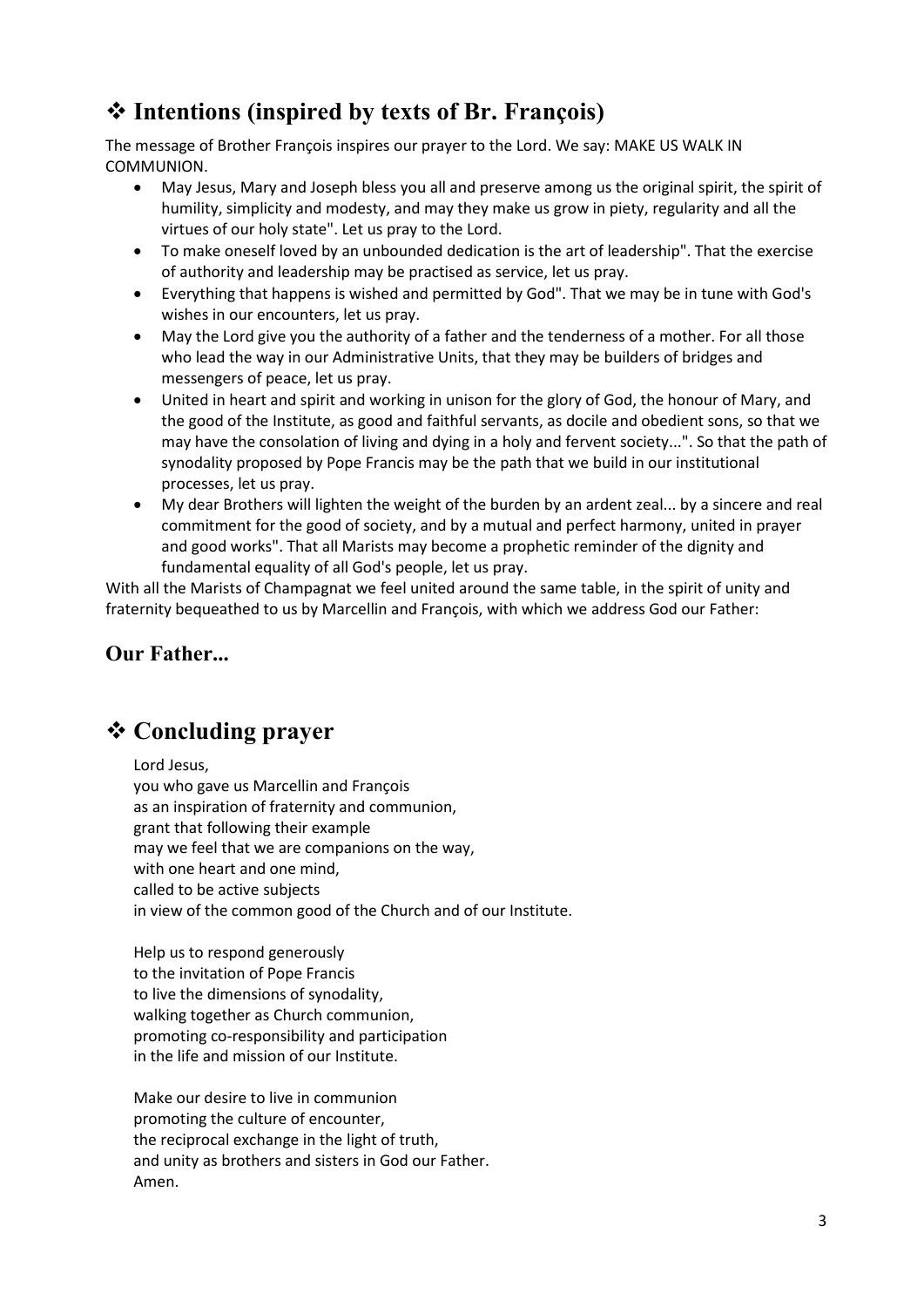## ❖ Intentions (inspired by texts of Br. François)

The message of Brother François inspires our prayer to the Lord. We say: MAKE US WALK IN COMMUNION.

- May Jesus, Mary and Joseph bless you all and preserve among us the original spirit, the spirit of humility, simplicity and modesty, and may they make us grow in piety, regularity and all the virtues of our holy state". Let us pray to the Lord.
- To make oneself loved by an unbounded dedication is the art of leadership". That the exercise of authority and leadership may be practised as service, let us pray.
- Everything that happens is wished and permitted by God". That we may be in tune with God's wishes in our encounters, let us pray.
- May the Lord give you the authority of a father and the tenderness of a mother. For all those who lead the way in our Administrative Units, that they may be builders of bridges and messengers of peace, let us pray.
- United in heart and spirit and working in unison for the glory of God, the honour of Mary, and the good of the Institute, as good and faithful servants, as docile and obedient sons, so that we may have the consolation of living and dying in a holy and fervent society...". So that the path of synodality proposed by Pope Francis may be the path that we build in our institutional processes, let us pray.
- My dear Brothers will lighten the weight of the burden by an ardent zeal... by a sincere and real commitment for the good of society, and by a mutual and perfect harmony, united in prayer and good works". That all Marists may become a prophetic reminder of the dignity and fundamental equality of all God's people, let us pray.

With all the Marists of Champagnat we feel united around the same table, in the spirit of unity and fraternity bequeathed to us by Marcellin and François, with which we address God our Father:

### Our Father...

## ❖ Concluding prayer

Lord Jesus,
you who gave us Marcellin and François
as an inspiration of fraternity and communion,
grant that following their example
may we feel that we are companions on the way,
with one heart and one mind,
called to be active subjects
in view of the common good of the Church and of our Institute.

Help us to respond generously
to the invitation of Pope Francis
to live the dimensions of synodality,
walking together as Church communion,
promoting co-responsibility and participation
in the life and mission of our Institute.

Make our desire to live in communion
promoting the culture of encounter,
the reciprocal exchange in the light of truth,
and unity as brothers and sisters in God our Father.
Amen.